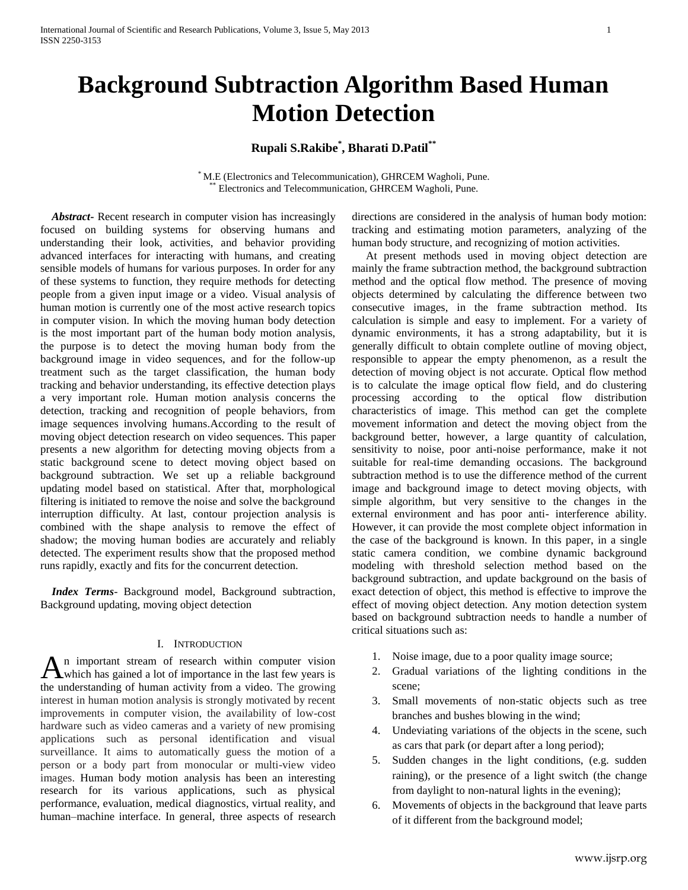# Background Subtraction Algorithm Based Human Motion Detection

**Rupali S.Rakibe[*], Bharati D.Patil[**]**

[*] M.E (Electronics and Telecommunication), GHRCEM Wagholi, Pune.
[**] Electronics and Telecommunication, GHRCEM Wagholi, Pune.

***Abstract***- Recent research in computer vision has increasingly focused on building systems for observing humans and understanding their look, activities, and behavior providing advanced interfaces for interacting with humans, and creating sensible models of humans for various purposes. In order for any of these systems to function, they require methods for detecting people from a given input image or a video. Visual analysis of human motion is currently one of the most active research topics in computer vision. In which the moving human body detection is the most important part of the human body motion analysis, the purpose is to detect the moving human body from the background image in video sequences, and for the follow-up treatment such as the target classification, the human body tracking and behavior understanding, its effective detection plays a very important role. Human motion analysis concerns the detection, tracking and recognition of people behaviors, from image sequences involving humans.According to the result of moving object detection research on video sequences. This paper presents a new algorithm for detecting moving objects from a static background scene to detect moving object based on background subtraction. We set up a reliable background updating model based on statistical. After that, morphological filtering is initiated to remove the noise and solve the background interruption difficulty. At last, contour projection analysis is combined with the shape analysis to remove the effect of shadow; the moving human bodies are accurately and reliably detected. The experiment results show that the proposed method runs rapidly, exactly and fits for the concurrent detection.

***Index Terms***- Background model, Background subtraction, Background updating, moving object detection

## I. Introduction

An important stream of research within computer vision which has gained a lot of importance in the last few years is the understanding of human activity from a video. The growing interest in human motion analysis is strongly motivated by recent improvements in computer vision, the availability of low-cost hardware such as video cameras and a variety of new promising applications such as personal identification and visual surveillance. It aims to automatically guess the motion of a person or a body part from monocular or multi-view video images. Human body motion analysis has been an interesting research for its various applications, such as physical performance, evaluation, medical diagnostics, virtual reality, and human–machine interface. In general, three aspects of research directions are considered in the analysis of human body motion: tracking and estimating motion parameters, analyzing of the human body structure, and recognizing of motion activities.

At present methods used in moving object detection are mainly the frame subtraction method, the background subtraction method and the optical flow method. The presence of moving objects determined by calculating the difference between two consecutive images, in the frame subtraction method. Its calculation is simple and easy to implement. For a variety of dynamic environments, it has a strong adaptability, but it is generally difficult to obtain complete outline of moving object, responsible to appear the empty phenomenon, as a result the detection of moving object is not accurate. Optical flow method is to calculate the image optical flow field, and do clustering processing according to the optical flow distribution characteristics of image. This method can get the complete movement information and detect the moving object from the background better, however, a large quantity of calculation, sensitivity to noise, poor anti-noise performance, make it not suitable for real-time demanding occasions. The background subtraction method is to use the difference method of the current image and background image to detect moving objects, with simple algorithm, but very sensitive to the changes in the external environment and has poor anti- interference ability. However, it can provide the most complete object information in the case of the background is known. In this paper, in a single static camera condition, we combine dynamic background modeling with threshold selection method based on the background subtraction, and update background on the basis of exact detection of object, this method is effective to improve the effect of moving object detection. Any motion detection system based on background subtraction needs to handle a number of critical situations such as:

1. Noise image, due to a poor quality image source;
2. Gradual variations of the lighting conditions in the scene;
3. Small movements of non-static objects such as tree branches and bushes blowing in the wind;
4. Undeviating variations of the objects in the scene, such as cars that park (or depart after a long period);
5. Sudden changes in the light conditions, (e.g. sudden raining), or the presence of a light switch (the change from daylight to non-natural lights in the evening);
6. Movements of objects in the background that leave parts of it different from the background model;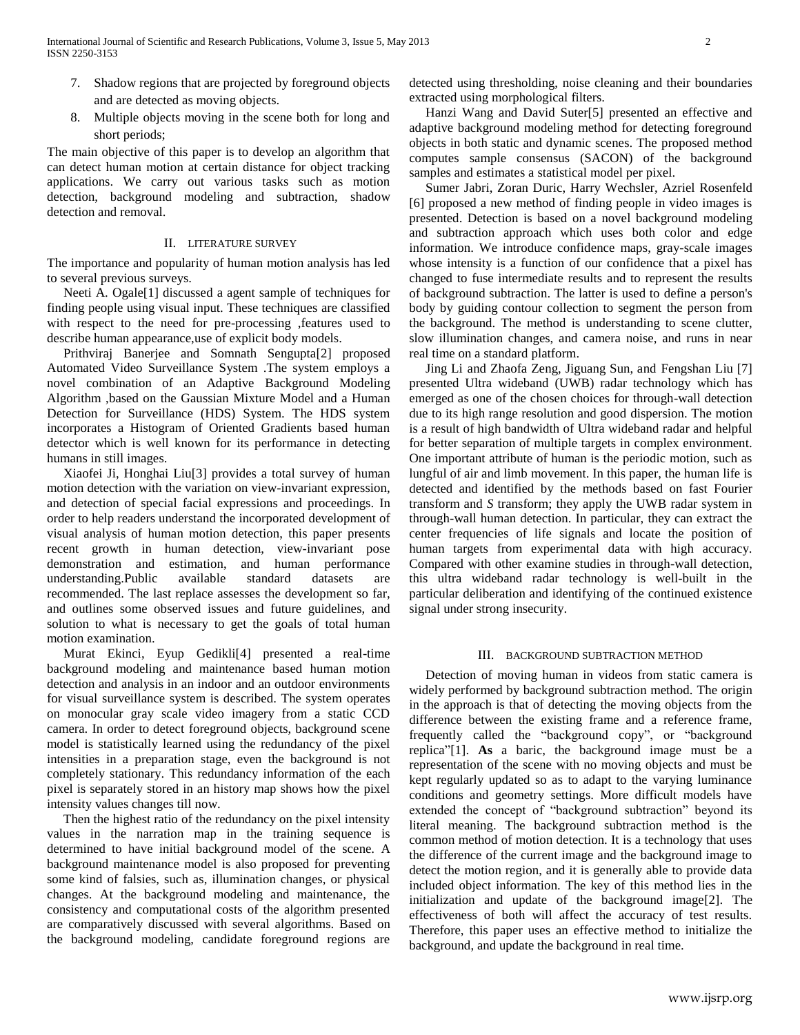7. Shadow regions that are projected by foreground objects and are detected as moving objects.
8. Multiple objects moving in the scene both for long and short periods;

The main objective of this paper is to develop an algorithm that can detect human motion at certain distance for object tracking applications. We carry out various tasks such as motion detection, background modeling and subtraction, shadow detection and removal.

## II. LITERATURE SURVEY

The importance and popularity of human motion analysis has led to several previous surveys.

Neeti A. Ogale[1] discussed a agent sample of techniques for finding people using visual input. These techniques are classified with respect to the need for pre-processing ,features used to describe human appearance,use of explicit body models.

Prithviraj Banerjee and Somnath Sengupta[2] proposed Automated Video Surveillance System .The system employs a novel combination of an Adaptive Background Modeling Algorithm ,based on the Gaussian Mixture Model and a Human Detection for Surveillance (HDS) System. The HDS system incorporates a Histogram of Oriented Gradients based human detector which is well known for its performance in detecting humans in still images.

Xiaofei Ji, Honghai Liu[3] provides a total survey of human motion detection with the variation on view-invariant expression, and detection of special facial expressions and proceedings. In order to help readers understand the incorporated development of visual analysis of human motion detection, this paper presents recent growth in human detection, view-invariant pose demonstration and estimation, and human performance understanding.Public available standard datasets are recommended. The last replace assesses the development so far, and outlines some observed issues and future guidelines, and solution to what is necessary to get the goals of total human motion examination.

Murat Ekinci, Eyup Gedikli[4] presented a real-time background modeling and maintenance based human motion detection and analysis in an indoor and an outdoor environments for visual surveillance system is described. The system operates on monocular gray scale video imagery from a static CCD camera. In order to detect foreground objects, background scene model is statistically learned using the redundancy of the pixel intensities in a preparation stage, even the background is not completely stationary. This redundancy information of the each pixel is separately stored in an history map shows how the pixel intensity values changes till now.

Then the highest ratio of the redundancy on the pixel intensity values in the narration map in the training sequence is determined to have initial background model of the scene. A background maintenance model is also proposed for preventing some kind of falsies, such as, illumination changes, or physical changes. At the background modeling and maintenance, the consistency and computational costs of the algorithm presented are comparatively discussed with several algorithms. Based on the background modeling, candidate foreground regions are detected using thresholding, noise cleaning and their boundaries extracted using morphological filters.

Hanzi Wang and David Suter[5] presented an effective and adaptive background modeling method for detecting foreground objects in both static and dynamic scenes. The proposed method computes sample consensus (SACON) of the background samples and estimates a statistical model per pixel.

Sumer Jabri, Zoran Duric, Harry Wechsler, Azriel Rosenfeld [6] proposed a new method of finding people in video images is presented. Detection is based on a novel background modeling and subtraction approach which uses both color and edge information. We introduce confidence maps, gray-scale images whose intensity is a function of our confidence that a pixel has changed to fuse intermediate results and to represent the results of background subtraction. The latter is used to define a person's body by guiding contour collection to segment the person from the background. The method is understanding to scene clutter, slow illumination changes, and camera noise, and runs in near real time on a standard platform.

Jing Li and Zhaofa Zeng, Jiguang Sun, and Fengshan Liu [7] presented Ultra wideband (UWB) radar technology which has emerged as one of the chosen choices for through-wall detection due to its high range resolution and good dispersion. The motion is a result of high bandwidth of Ultra wideband radar and helpful for better separation of multiple targets in complex environment. One important attribute of human is the periodic motion, such as lungful of air and limb movement. In this paper, the human life is detected and identified by the methods based on fast Fourier transform and *S* transform; they apply the UWB radar system in through-wall human detection. In particular, they can extract the center frequencies of life signals and locate the position of human targets from experimental data with high accuracy. Compared with other examine studies in through-wall detection, this ultra wideband radar technology is well-built in the particular deliberation and identifying of the continued existence signal under strong insecurity.

## III. BACKGROUND SUBTRACTION METHOD

Detection of moving human in videos from static camera is widely performed by background subtraction method. The origin in the approach is that of detecting the moving objects from the difference between the existing frame and a reference frame, frequently called the "background copy", or "background replica"[1]. **As** a baric, the background image must be a representation of the scene with no moving objects and must be kept regularly updated so as to adapt to the varying luminance conditions and geometry settings. More difficult models have extended the concept of "background subtraction" beyond its literal meaning. The background subtraction method is the common method of motion detection. It is a technology that uses the difference of the current image and the background image to detect the motion region, and it is generally able to provide data included object information. The key of this method lies in the initialization and update of the background image[2]. The effectiveness of both will affect the accuracy of test results. Therefore, this paper uses an effective method to initialize the background, and update the background in real time.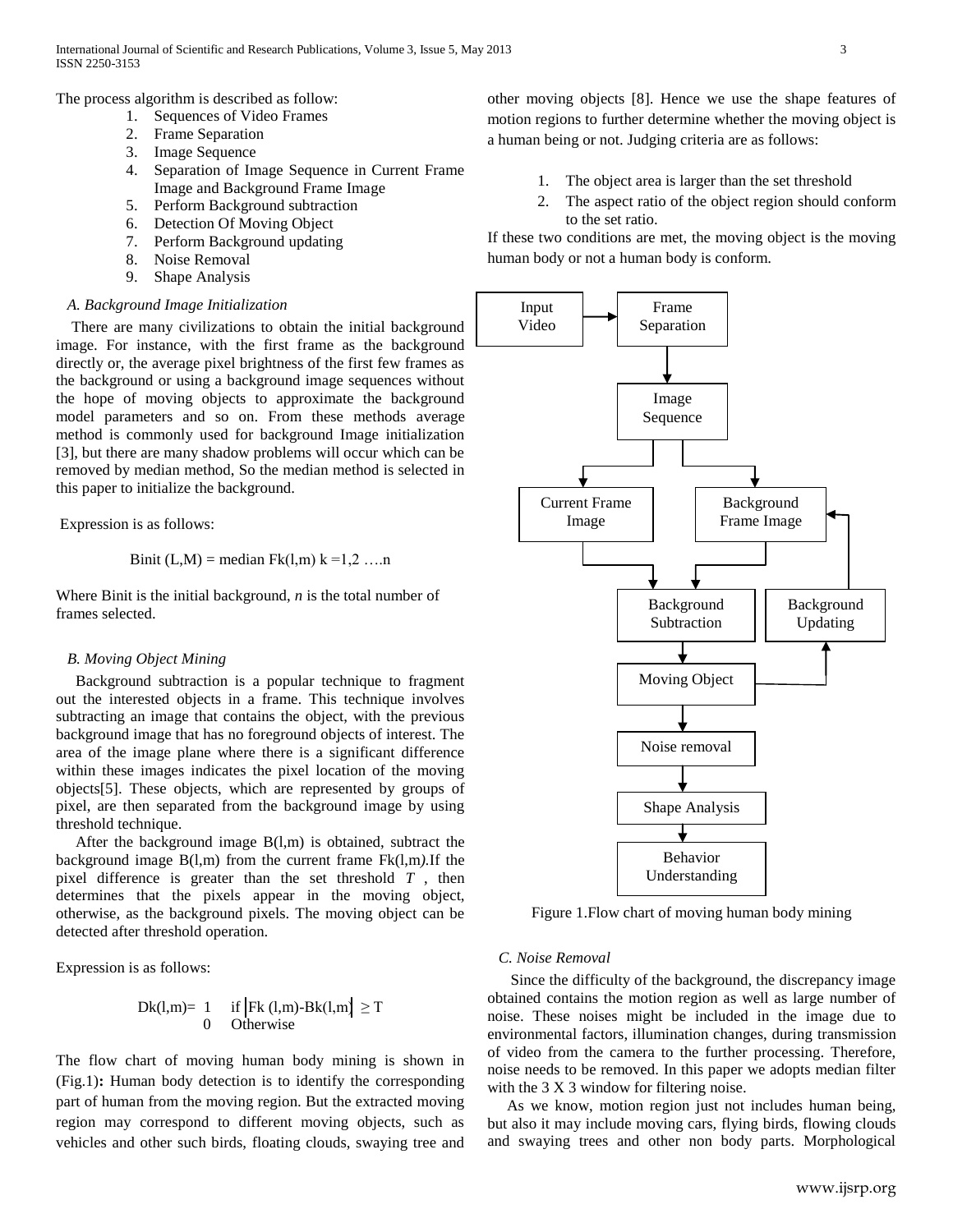The process algorithm is described as follow:

1. Sequences of Video Frames
2. Frame Separation
3. Image Sequence
4. Separation of Image Sequence in Current Frame Image and Background Frame Image
5. Perform Background subtraction
6. Detection Of Moving Object
7. Perform Background updating
8. Noise Removal
9. Shape Analysis

### *A. Background Image Initialization*

There are many civilizations to obtain the initial background image. For instance, with the first frame as the background directly or, the average pixel brightness of the first few frames as the background or using a background image sequences without the hope of moving objects to approximate the background model parameters and so on. From these methods average method is commonly used for background Image initialization [3], but there are many shadow problems will occur which can be removed by median method, So the median method is selected in this paper to initialize the background.

Expression is as follows:

$$Binit\ (L,M) = \text{median}\ Fk(l,m)\ k = 1,2\ \ldots.n$$

Where Binit is the initial background, *n* is the total number of frames selected.

### *B. Moving Object Mining*

Background subtraction is a popular technique to fragment out the interested objects in a frame. This technique involves subtracting an image that contains the object, with the previous background image that has no foreground objects of interest. The area of the image plane where there is a significant difference within these images indicates the pixel location of the moving objects[5]. These objects, which are represented by groups of pixel, are then separated from the background image by using threshold technique.

After the background image B(l,m) is obtained, subtract the background image B(l,m) from the current frame Fk(l,m*)*.If the pixel difference is greater than the set threshold *T* , then determines that the pixels appear in the moving object, otherwise, as the background pixels. The moving object can be detected after threshold operation.

Expression is as follows:

$$Dk(l,m) = \begin{cases} 1 & \text{if } |Fk\ (l,m) - Bk(l,m)| \geq T \\ 0 & \text{Otherwise} \end{cases}$$

The flow chart of moving human body mining is shown in (Fig.1)**:** Human body detection is to identify the corresponding part of human from the moving region. But the extracted moving region may correspond to different moving objects, such as vehicles and other such birds, floating clouds, swaying tree and other moving objects [8]. Hence we use the shape features of motion regions to further determine whether the moving object is a human being or not. Judging criteria are as follows:

1. The object area is larger than the set threshold
2. The aspect ratio of the object region should conform to the set ratio.

If these two conditions are met, the moving object is the moving human body or not a human body is conform.

Figure 1.Flow chart of moving human body mining

### *C. Noise Removal*

Since the difficulty of the background, the discrepancy image obtained contains the motion region as well as large number of noise. These noises might be included in the image due to environmental factors, illumination changes, during transmission of video from the camera to the further processing. Therefore, noise needs to be removed. In this paper we adopts median filter with the 3 X 3 window for filtering noise.

As we know, motion region just not includes human being, but also it may include moving cars, flying birds, flowing clouds and swaying trees and other non body parts. Morphological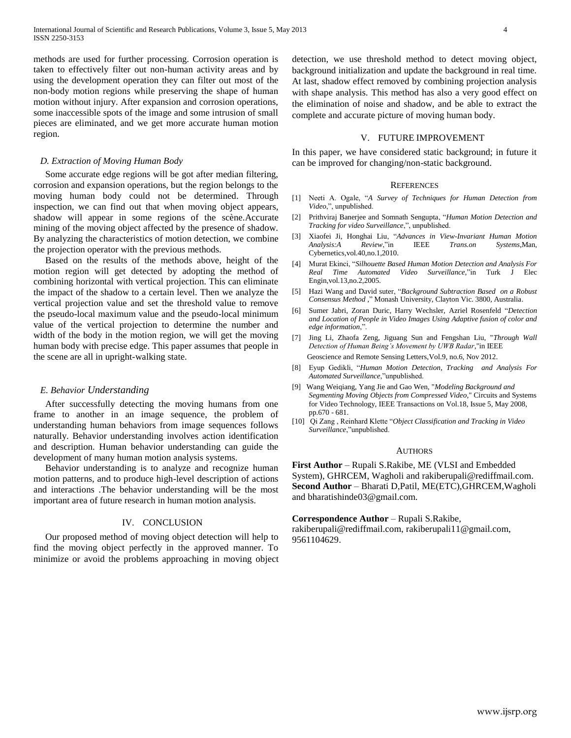methods are used for further processing. Corrosion operation is taken to effectively filter out non-human activity areas and by using the development operation they can filter out most of the non-body motion regions while preserving the shape of human motion without injury. After expansion and corrosion operations, some inaccessible spots of the image and some intrusion of small pieces are eliminated, and we get more accurate human motion region.

### *D. Extraction of Moving Human Body*

Some accurate edge regions will be got after median filtering, corrosion and expansion operations, but the region belongs to the moving human body could not be determined. Through inspection, we can find out that when moving object appears, shadow will appear in some regions of the scène.Accurate mining of the moving object affected by the presence of shadow. By analyzing the characteristics of motion detection, we combine the projection operator with the previous methods.

Based on the results of the methods above, height of the motion region will get detected by adopting the method of combining horizontal with vertical projection. This can eliminate the impact of the shadow to a certain level. Then we analyze the vertical projection value and set the threshold value to remove the pseudo-local maximum value and the pseudo-local minimum value of the vertical projection to determine the number and width of the body in the motion region, we will get the moving human body with precise edge. This paper assumes that people in the scene are all in upright-walking state.

### *E. Behavior Understanding*

After successfully detecting the moving humans from one frame to another in an image sequence, the problem of understanding human behaviors from image sequences follows naturally. Behavior understanding involves action identification and description. Human behavior understanding can guide the development of many human motion analysis systems.

Behavior understanding is to analyze and recognize human motion patterns, and to produce high-level description of actions and interactions .The behavior understanding will be the most important area of future research in human motion analysis.

## IV. CONCLUSION

Our proposed method of moving object detection will help to find the moving object perfectly in the approved manner. To minimize or avoid the problems approaching in moving object detection, we use threshold method to detect moving object, background initialization and update the background in real time. At last, shadow effect removed by combining projection analysis with shape analysis. This method has also a very good effect on the elimination of noise and shadow, and be able to extract the complete and accurate picture of moving human body.

## V. FUTURE IMPROVEMENT

In this paper, we have considered static background; in future it can be improved for changing/non-static background.

## REFERENCES

[1] Neeti A. Ogale, "*A Survey of Techniques for Human Detection from Video*,", unpublished.

[2] Prithviraj Banerjee and Somnath Sengupta, "*Human Motion Detection and Tracking for video Surveillance*,", unpublished.

[3] Xiaofei Ji, Honghai Liu, "*Advances in View-Invariant Human Motion Analysis:A Review*,"in IEEE *Trans.on Systems*,Man, Cybernetics,vol.40,no.1,2010.

[4] Murat Ekinci, "*Silhouette Based Human Motion Detection and Analysis For Real Time Automated Video Surveillance*,"in Turk J Elec Engin,vol.13,no.2,2005.

[5] Hazi Wang and David suter, "*Background Subtraction Based on a Robust Consensus Method* ," Monash University, Clayton Vic. 3800, Australia.

[6] Sumer Jabri, Zoran Duric, Harry Wechsler, Azriel Rosenfeld "*Detection and Location of People in Video Images Using Adaptive fusion of color and edge information*,".

[7] Jing Li, Zhaofa Zeng, Jiguang Sun and Fengshan Liu, "*Through Wall Detection of Human Being's Movement by UWB Radar*,"in IEEE Geoscience and Remote Sensing Letters,Vol.9, no.6, Nov 2012.

[8] Eyup Gedikli, "*Human Motion Detection, Tracking and Analysis For Automated Surveillance*,"unpublished.

[9] Wang Weiqiang, Yang Jie and Gao Wen, "*Modeling Background and Segmenting Moving Objects from Compressed Video*," Circuits and Systems for Video Technology, IEEE Transactions on Vol.18, Issue 5, May 2008, pp.670 - 681.

[10] Qi Zang , Reinhard Klette "*Object Classification and Tracking in Video Surveillance*,"unpublished.

## AUTHORS

**First Author** – Rupali S.Rakibe, ME (VLSI and Embedded System), GHRCEM, Wagholi and rakiberupali@rediffmail.com.
**Second Author** – Bharati D,Patil, ME(ETC),GHRCEM,Wagholi and bharatishinde03@gmail.com.

**Correspondence Author** – Rupali S.Rakibe, rakiberupali@rediffmail.com, rakiberupali11@gmail.com, 9561104629.